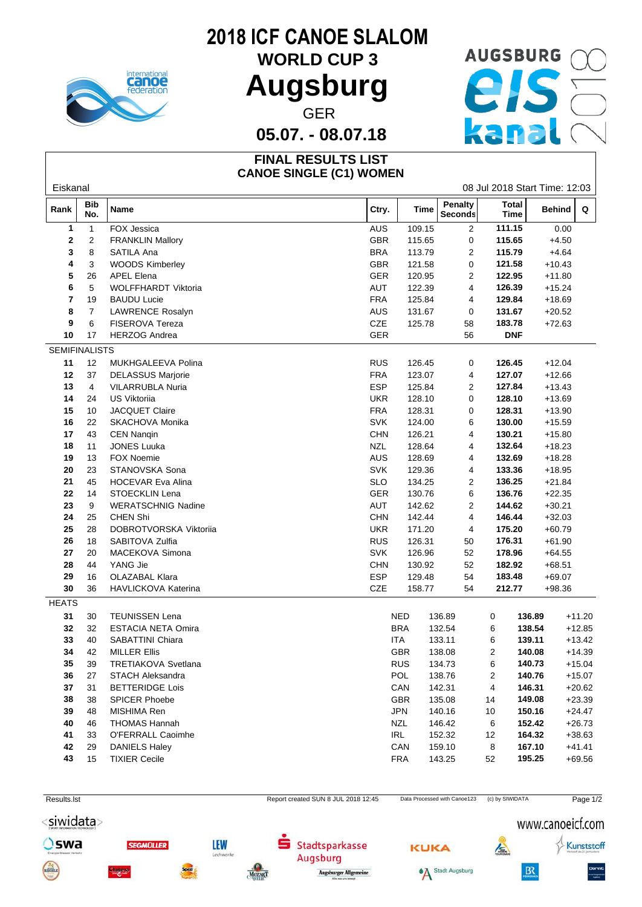# 2018 ICF CANOE SLALOM

## WORLD CUP 3

# Augsburg

GER

**05.07. - 08.07.18**

## FINAL RESULTS LIST
## CANOE SINGLE (C1) WOMEN

Eiskanal — 08 Jul 2018 Start Time: 12:03

| Rank | Bib No. | Name | Ctry. | Time | Penalty Seconds | Total Time | Behind | Q |
|---|---|---|---|---|---|---|---|---|
| 1 | 1 | FOX Jessica | AUS | 109.15 | 2 | 111.15 | 0.00 | |
| 2 | 2 | FRANKLIN Mallory | GBR | 115.65 | 0 | 115.65 | +4.50 | |
| 3 | 8 | SATILA Ana | BRA | 113.79 | 2 | 115.79 | +4.64 | |
| 4 | 3 | WOODS Kimberley | GBR | 121.58 | 0 | 121.58 | +10.43 | |
| 5 | 26 | APEL Elena | GER | 120.95 | 2 | 122.95 | +11.80 | |
| 6 | 5 | WOLFFHARDT Viktoria | AUT | 122.39 | 4 | 126.39 | +15.24 | |
| 7 | 19 | BAUDU Lucie | FRA | 125.84 | 4 | 129.84 | +18.69 | |
| 8 | 7 | LAWRENCE Rosalyn | AUS | 131.67 | 0 | 131.67 | +20.52 | |
| 9 | 6 | FISEROVA Tereza | CZE | 125.78 | 58 | 183.78 | +72.63 | |
| 10 | 17 | HERZOG Andrea | GER | | 56 | DNF | | |
| **SEMIFINALISTS** | | | | | | | | |
| 11 | 12 | MUKHGALEEVA Polina | RUS | 126.45 | 0 | 126.45 | +12.04 | |
| 12 | 37 | DELASSUS Marjorie | FRA | 123.07 | 4 | 127.07 | +12.66 | |
| 13 | 4 | VILARRUBLA Nuria | ESP | 125.84 | 2 | 127.84 | +13.43 | |
| 14 | 24 | US Viktoriia | UKR | 128.10 | 0 | 128.10 | +13.69 | |
| 15 | 10 | JACQUET Claire | FRA | 128.31 | 0 | 128.31 | +13.90 | |
| 16 | 22 | SKACHOVA Monika | SVK | 124.00 | 6 | 130.00 | +15.59 | |
| 17 | 43 | CEN Nanqin | CHN | 126.21 | 4 | 130.21 | +15.80 | |
| 18 | 11 | JONES Luuka | NZL | 128.64 | 4 | 132.64 | +18.23 | |
| 19 | 13 | FOX Noemie | AUS | 128.69 | 4 | 132.69 | +18.28 | |
| 20 | 23 | STANOVSKA Sona | SVK | 129.36 | 4 | 133.36 | +18.95 | |
| 21 | 45 | HOCEVAR Eva Alina | SLO | 134.25 | 2 | 136.25 | +21.84 | |
| 22 | 14 | STOECKLIN Lena | GER | 130.76 | 6 | 136.76 | +22.35 | |
| 23 | 9 | WERATSCHNIG Nadine | AUT | 142.62 | 2 | 144.62 | +30.21 | |
| 24 | 25 | CHEN Shi | CHN | 142.44 | 4 | 146.44 | +32.03 | |
| 25 | 28 | DOBROTVORSKA Viktoriia | UKR | 171.20 | 4 | 175.20 | +60.79 | |
| 26 | 18 | SABITOVA Zulfia | RUS | 126.31 | 50 | 176.31 | +61.90 | |
| 27 | 20 | MACEKOVA Simona | SVK | 126.96 | 52 | 178.96 | +64.55 | |
| 28 | 44 | YANG Jie | CHN | 130.92 | 52 | 182.92 | +68.51 | |
| 29 | 16 | OLAZABAL Klara | ESP | 129.48 | 54 | 183.48 | +69.07 | |
| 30 | 36 | HAVLICKOVA Katerina | CZE | 158.77 | 54 | 212.77 | +98.36 | |
| **HEATS** | | | | | | | | |
| 31 | 30 | TEUNISSEN Lena | NED | 136.89 | 0 | 136.89 | +11.20 | |
| 32 | 32 | ESTACIA NETA Omira | BRA | 132.54 | 6 | 138.54 | +12.85 | |
| 33 | 40 | SABATTINI Chiara | ITA | 133.11 | 6 | 139.11 | +13.42 | |
| 34 | 42 | MILLER Ellis | GBR | 138.08 | 2 | 140.08 | +14.39 | |
| 35 | 39 | TRETIAKOVA Svetlana | RUS | 134.73 | 6 | 140.73 | +15.04 | |
| 36 | 27 | STACH Aleksandra | POL | 138.76 | 2 | 140.76 | +15.07 | |
| 37 | 31 | BETTERIDGE Lois | CAN | 142.31 | 4 | 146.31 | +20.62 | |
| 38 | 38 | SPICER Phoebe | GBR | 135.08 | 14 | 149.08 | +23.39 | |
| 39 | 48 | MISHIMA Ren | JPN | 140.16 | 10 | 150.16 | +24.47 | |
| 40 | 46 | THOMAS Hannah | NZL | 146.42 | 6 | 152.42 | +26.73 | |
| 41 | 33 | O'FERRALL Caoimhe | IRL | 152.32 | 12 | 164.32 | +38.63 | |
| 42 | 29 | DANIELS Haley | CAN | 159.10 | 8 | 167.10 | +41.41 | |
| 43 | 15 | TIXIER Cecile | FRA | 143.25 | 52 | 195.25 | +69.56 | |

Results.lst — Report created SUN 8 JUL 2018 12:45 — Data Processed with Canoe123 — (c) by SIWIDATA

www.canoeicf.com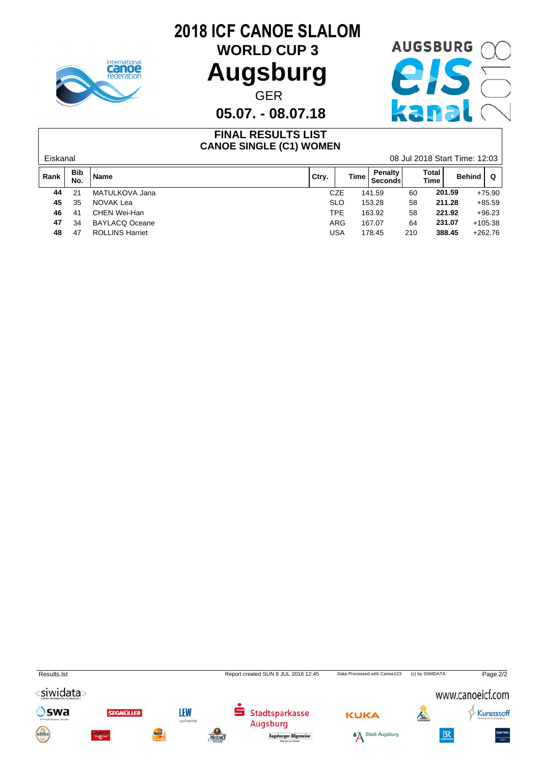# 2018 ICF CANOE SLALOM

## WORLD CUP 3

# Augsburg

GER

**05.07. - 08.07.18**

## FINAL RESULTS LIST
## CANOE SINGLE (C1) WOMEN

Eiskanal

08 Jul 2018 Start Time: 12:03

| Rank | Bib No. | Name | Ctry. | Time | Penalty Seconds | Total Time | Behind | Q |
|---|---|---|---|---|---|---|---|---|
| **44** | 21 | MATULKOVA Jana | CZE | 141.59 | 60 | **201.59** | +75.90 | |
| **45** | 35 | NOVAK Lea | SLO | 153.28 | 58 | **211.28** | +85.59 | |
| **46** | 41 | CHEN Wei-Han | TPE | 163.92 | 58 | **221.92** | +96.23 | |
| **47** | 34 | BAYLACQ Oceane | ARG | 167.07 | 64 | **231.07** | +105.38 | |
| **48** | 47 | ROLLINS Harriet | USA | 178.45 | 210 | **388.45** | +262.76 | |

Results.lst    Report created SUN 8 JUL 2018 12:45    Data Processed with Canoe123    (c) by SIWIDATA

www.canoeicf.com